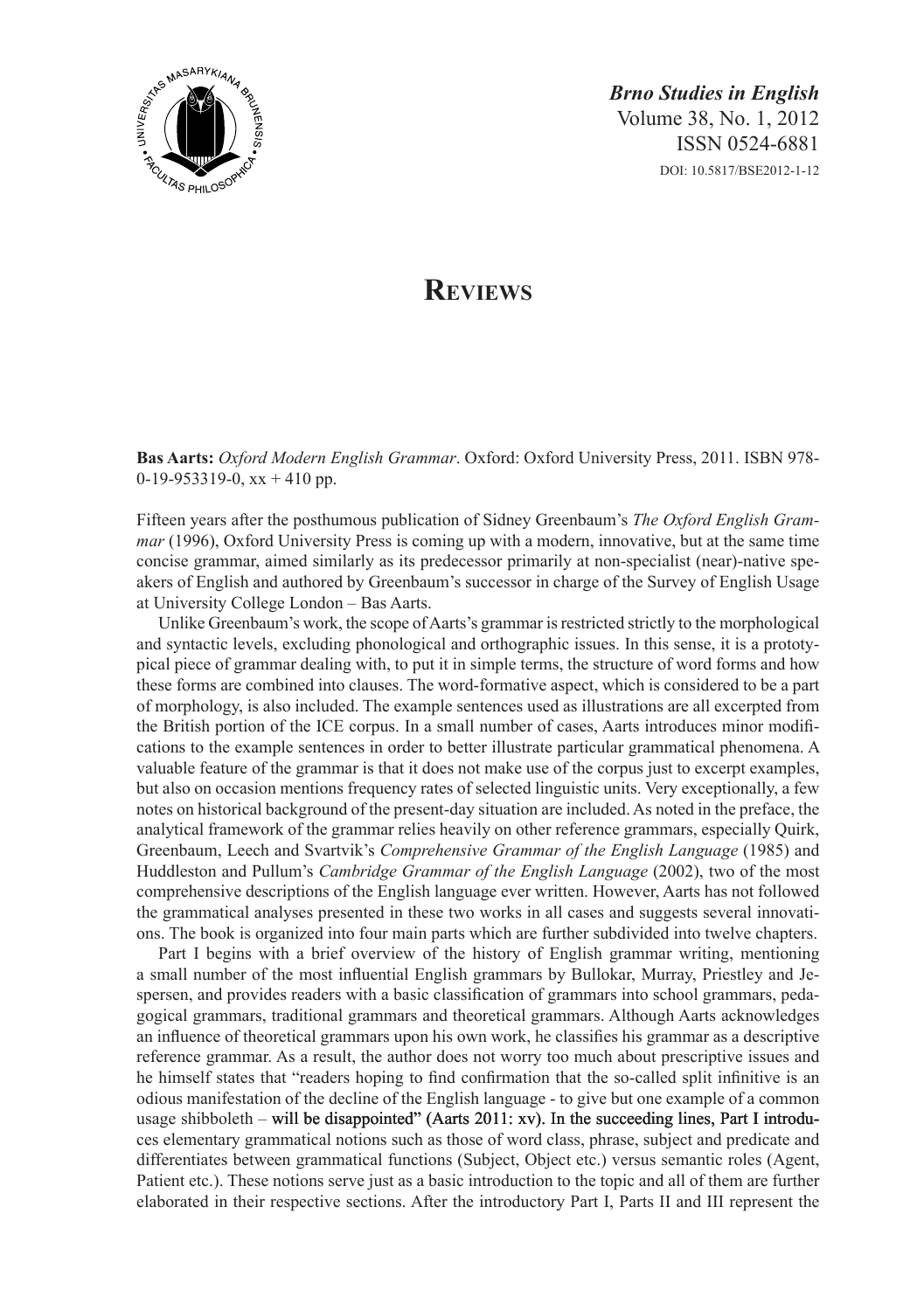# Reviews

**Bas Aarts:** *Oxford Modern English Grammar*. Oxford: Oxford University Press, 2011. ISBN 978-0-19-953319-0, xx + 410 pp.

Fifteen years after the posthumous publication of Sidney Greenbaum's *The Oxford English Grammar* (1996), Oxford University Press is coming up with a modern, innovative, but at the same time concise grammar, aimed similarly as its predecessor primarily at non-specialist (near)-native speakers of English and authored by Greenbaum's successor in charge of the Survey of English Usage at University College London – Bas Aarts.

Unlike Greenbaum's work, the scope of Aarts's grammar is restricted strictly to the morphological and syntactic levels, excluding phonological and orthographic issues. In this sense, it is a prototypical piece of grammar dealing with, to put it in simple terms, the structure of word forms and how these forms are combined into clauses. The word-formative aspect, which is considered to be a part of morphology, is also included. The example sentences used as illustrations are all excerpted from the British portion of the ICE corpus. In a small number of cases, Aarts introduces minor modifications to the example sentences in order to better illustrate particular grammatical phenomena. A valuable feature of the grammar is that it does not make use of the corpus just to excerpt examples, but also on occasion mentions frequency rates of selected linguistic units. Very exceptionally, a few notes on historical background of the present-day situation are included. As noted in the preface, the analytical framework of the grammar relies heavily on other reference grammars, especially Quirk, Greenbaum, Leech and Svartvik's *Comprehensive Grammar of the English Language* (1985) and Huddleston and Pullum's *Cambridge Grammar of the English Language* (2002), two of the most comprehensive descriptions of the English language ever written. However, Aarts has not followed the grammatical analyses presented in these two works in all cases and suggests several innovations. The book is organized into four main parts which are further subdivided into twelve chapters.

Part I begins with a brief overview of the history of English grammar writing, mentioning a small number of the most influential English grammars by Bullokar, Murray, Priestley and Jespersen, and provides readers with a basic classification of grammars into school grammars, pedagogical grammars, traditional grammars and theoretical grammars. Although Aarts acknowledges an influence of theoretical grammars upon his own work, he classifies his grammar as a descriptive reference grammar. As a result, the author does not worry too much about prescriptive issues and he himself states that "readers hoping to find confirmation that the so-called split infinitive is an odious manifestation of the decline of the English language - to give but one example of a common usage shibboleth – will be disappointed" (Aarts 2011: xv). In the succeeding lines, Part I introduces elementary grammatical notions such as those of word class, phrase, subject and predicate and differentiates between grammatical functions (Subject, Object etc.) versus semantic roles (Agent, Patient etc.). These notions serve just as a basic introduction to the topic and all of them are further elaborated in their respective sections. After the introductory Part I, Parts II and III represent the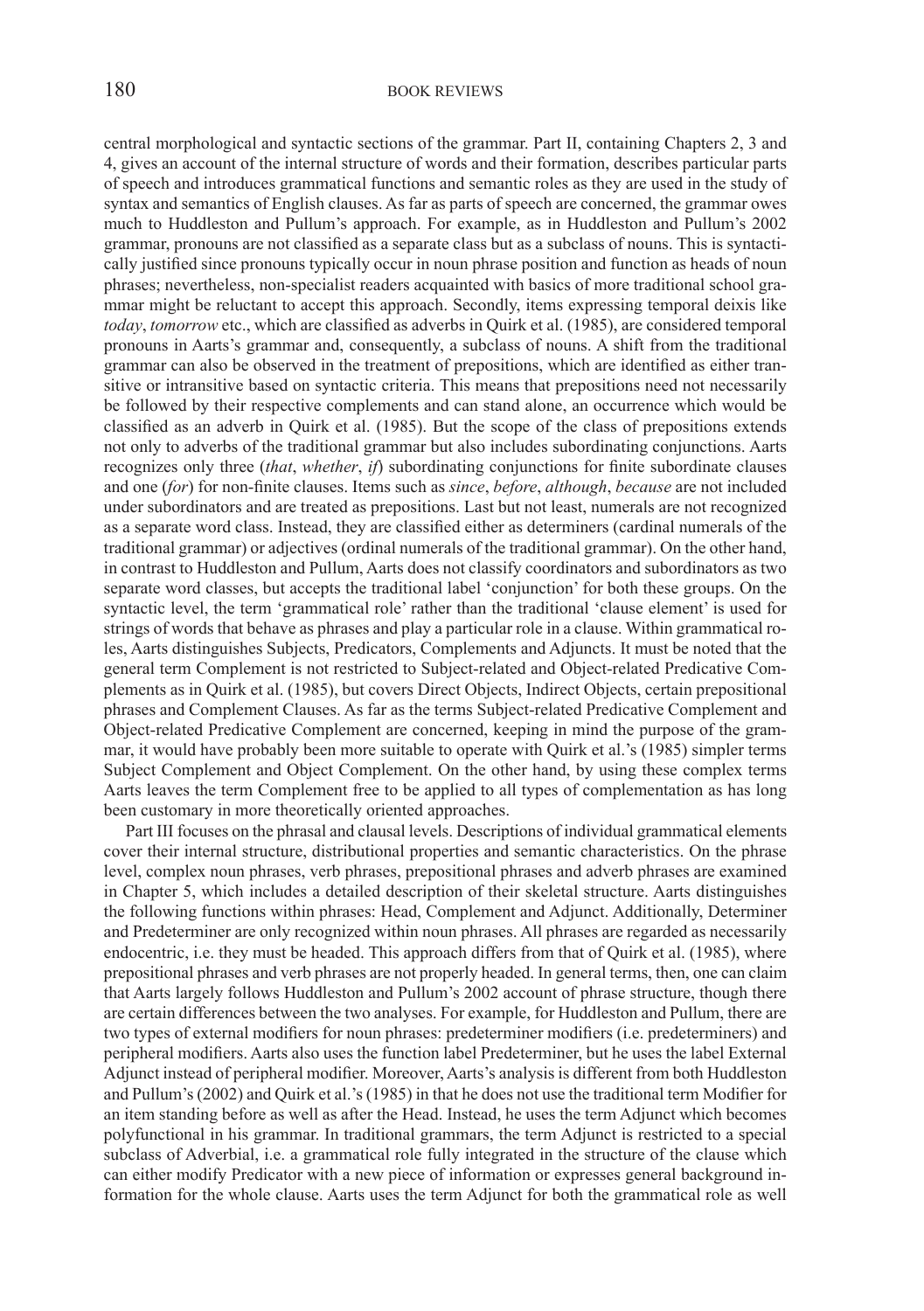central morphological and syntactic sections of the grammar. Part II, containing Chapters 2, 3 and 4, gives an account of the internal structure of words and their formation, describes particular parts of speech and introduces grammatical functions and semantic roles as they are used in the study of syntax and semantics of English clauses. As far as parts of speech are concerned, the grammar owes much to Huddleston and Pullum's approach. For example, as in Huddleston and Pullum's 2002 grammar, pronouns are not classified as a separate class but as a subclass of nouns. This is syntactically justified since pronouns typically occur in noun phrase position and function as heads of noun phrases; nevertheless, non-specialist readers acquainted with basics of more traditional school grammar might be reluctant to accept this approach. Secondly, items expressing temporal deixis like *today*, *tomorrow* etc., which are classified as adverbs in Quirk et al. (1985), are considered temporal pronouns in Aarts's grammar and, consequently, a subclass of nouns. A shift from the traditional grammar can also be observed in the treatment of prepositions, which are identified as either transitive or intransitive based on syntactic criteria. This means that prepositions need not necessarily be followed by their respective complements and can stand alone, an occurrence which would be classified as an adverb in Quirk et al. (1985). But the scope of the class of prepositions extends not only to adverbs of the traditional grammar but also includes subordinating conjunctions. Aarts recognizes only three (*that*, *whether*, *if*) subordinating conjunctions for finite subordinate clauses and one (*for*) for non-finite clauses. Items such as *since*, *before*, *although*, *because* are not included under subordinators and are treated as prepositions. Last but not least, numerals are not recognized as a separate word class. Instead, they are classified either as determiners (cardinal numerals of the traditional grammar) or adjectives (ordinal numerals of the traditional grammar). On the other hand, in contrast to Huddleston and Pullum, Aarts does not classify coordinators and subordinators as two separate word classes, but accepts the traditional label 'conjunction' for both these groups. On the syntactic level, the term 'grammatical role' rather than the traditional 'clause element' is used for strings of words that behave as phrases and play a particular role in a clause. Within grammatical roles, Aarts distinguishes Subjects, Predicators, Complements and Adjuncts. It must be noted that the general term Complement is not restricted to Subject-related and Object-related Predicative Complements as in Quirk et al. (1985), but covers Direct Objects, Indirect Objects, certain prepositional phrases and Complement Clauses. As far as the terms Subject-related Predicative Complement and Object-related Predicative Complement are concerned, keeping in mind the purpose of the grammar, it would have probably been more suitable to operate with Quirk et al.'s (1985) simpler terms Subject Complement and Object Complement. On the other hand, by using these complex terms Aarts leaves the term Complement free to be applied to all types of complementation as has long been customary in more theoretically oriented approaches.

Part III focuses on the phrasal and clausal levels. Descriptions of individual grammatical elements cover their internal structure, distributional properties and semantic characteristics. On the phrase level, complex noun phrases, verb phrases, prepositional phrases and adverb phrases are examined in Chapter 5, which includes a detailed description of their skeletal structure. Aarts distinguishes the following functions within phrases: Head, Complement and Adjunct. Additionally, Determiner and Predeterminer are only recognized within noun phrases. All phrases are regarded as necessarily endocentric, i.e. they must be headed. This approach differs from that of Quirk et al. (1985), where prepositional phrases and verb phrases are not properly headed. In general terms, then, one can claim that Aarts largely follows Huddleston and Pullum's 2002 account of phrase structure, though there are certain differences between the two analyses. For example, for Huddleston and Pullum, there are two types of external modifiers for noun phrases: predeterminer modifiers (i.e. predeterminers) and peripheral modifiers. Aarts also uses the function label Predeterminer, but he uses the label External Adjunct instead of peripheral modifier. Moreover, Aarts's analysis is different from both Huddleston and Pullum's (2002) and Quirk et al.'s (1985) in that he does not use the traditional term Modifier for an item standing before as well as after the Head. Instead, he uses the term Adjunct which becomes polyfunctional in his grammar. In traditional grammars, the term Adjunct is restricted to a special subclass of Adverbial, i.e. a grammatical role fully integrated in the structure of the clause which can either modify Predicator with a new piece of information or expresses general background information for the whole clause. Aarts uses the term Adjunct for both the grammatical role as well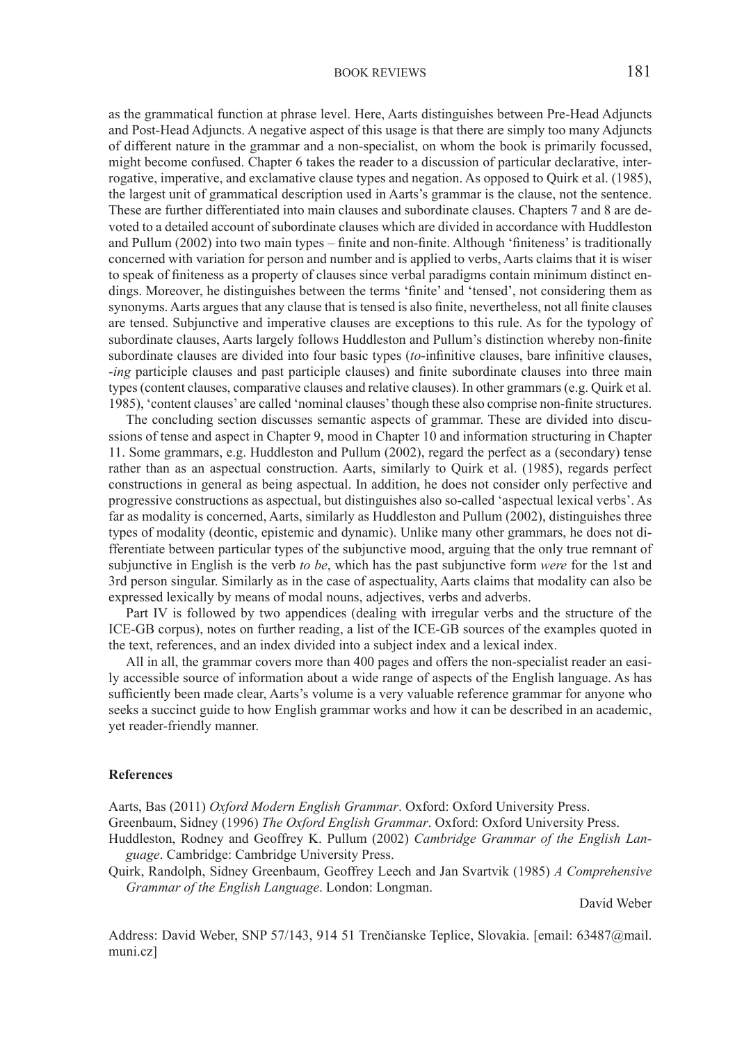as the grammatical function at phrase level. Here, Aarts distinguishes between Pre-Head Adjuncts and Post-Head Adjuncts. A negative aspect of this usage is that there are simply too many Adjuncts of different nature in the grammar and a non-specialist, on whom the book is primarily focussed, might become confused. Chapter 6 takes the reader to a discussion of particular declarative, interrogative, imperative, and exclamative clause types and negation. As opposed to Quirk et al. (1985), the largest unit of grammatical description used in Aarts's grammar is the clause, not the sentence. These are further differentiated into main clauses and subordinate clauses. Chapters 7 and 8 are devoted to a detailed account of subordinate clauses which are divided in accordance with Huddleston and Pullum (2002) into two main types – finite and non-finite. Although 'finiteness' is traditionally concerned with variation for person and number and is applied to verbs, Aarts claims that it is wiser to speak of finiteness as a property of clauses since verbal paradigms contain minimum distinct endings. Moreover, he distinguishes between the terms 'finite' and 'tensed', not considering them as synonyms. Aarts argues that any clause that is tensed is also finite, nevertheless, not all finite clauses are tensed. Subjunctive and imperative clauses are exceptions to this rule. As for the typology of subordinate clauses, Aarts largely follows Huddleston and Pullum's distinction whereby non-finite subordinate clauses are divided into four basic types (*to*-infinitive clauses, bare infinitive clauses, -*ing* participle clauses and past participle clauses) and finite subordinate clauses into three main types (content clauses, comparative clauses and relative clauses). In other grammars (e.g. Quirk et al. 1985), 'content clauses' are called 'nominal clauses' though these also comprise non-finite structures.

The concluding section discusses semantic aspects of grammar. These are divided into discussions of tense and aspect in Chapter 9, mood in Chapter 10 and information structuring in Chapter 11. Some grammars, e.g. Huddleston and Pullum (2002), regard the perfect as a (secondary) tense rather than as an aspectual construction. Aarts, similarly to Quirk et al. (1985), regards perfect constructions in general as being aspectual. In addition, he does not consider only perfective and progressive constructions as aspectual, but distinguishes also so-called 'aspectual lexical verbs'. As far as modality is concerned, Aarts, similarly as Huddleston and Pullum (2002), distinguishes three types of modality (deontic, epistemic and dynamic). Unlike many other grammars, he does not differentiate between particular types of the subjunctive mood, arguing that the only true remnant of subjunctive in English is the verb *to be*, which has the past subjunctive form *were* for the 1st and 3rd person singular. Similarly as in the case of aspectuality, Aarts claims that modality can also be expressed lexically by means of modal nouns, adjectives, verbs and adverbs.

Part IV is followed by two appendices (dealing with irregular verbs and the structure of the ICE-GB corpus), notes on further reading, a list of the ICE-GB sources of the examples quoted in the text, references, and an index divided into a subject index and a lexical index.

All in all, the grammar covers more than 400 pages and offers the non-specialist reader an easily accessible source of information about a wide range of aspects of the English language. As has sufficiently been made clear, Aarts's volume is a very valuable reference grammar for anyone who seeks a succinct guide to how English grammar works and how it can be described in an academic, yet reader-friendly manner.

## References

Aarts, Bas (2011) *Oxford Modern English Grammar*. Oxford: Oxford University Press.

Greenbaum, Sidney (1996) *The Oxford English Grammar*. Oxford: Oxford University Press.

Huddleston, Rodney and Geoffrey K. Pullum (2002) *Cambridge Grammar of the English Language*. Cambridge: Cambridge University Press.

Quirk, Randolph, Sidney Greenbaum, Geoffrey Leech and Jan Svartvik (1985) *A Comprehensive Grammar of the English Language*. London: Longman.

David Weber

Address: David Weber, SNP 57/143, 914 51 Trenčianske Teplice, Slovakia. [email: 63487@mail.muni.cz]